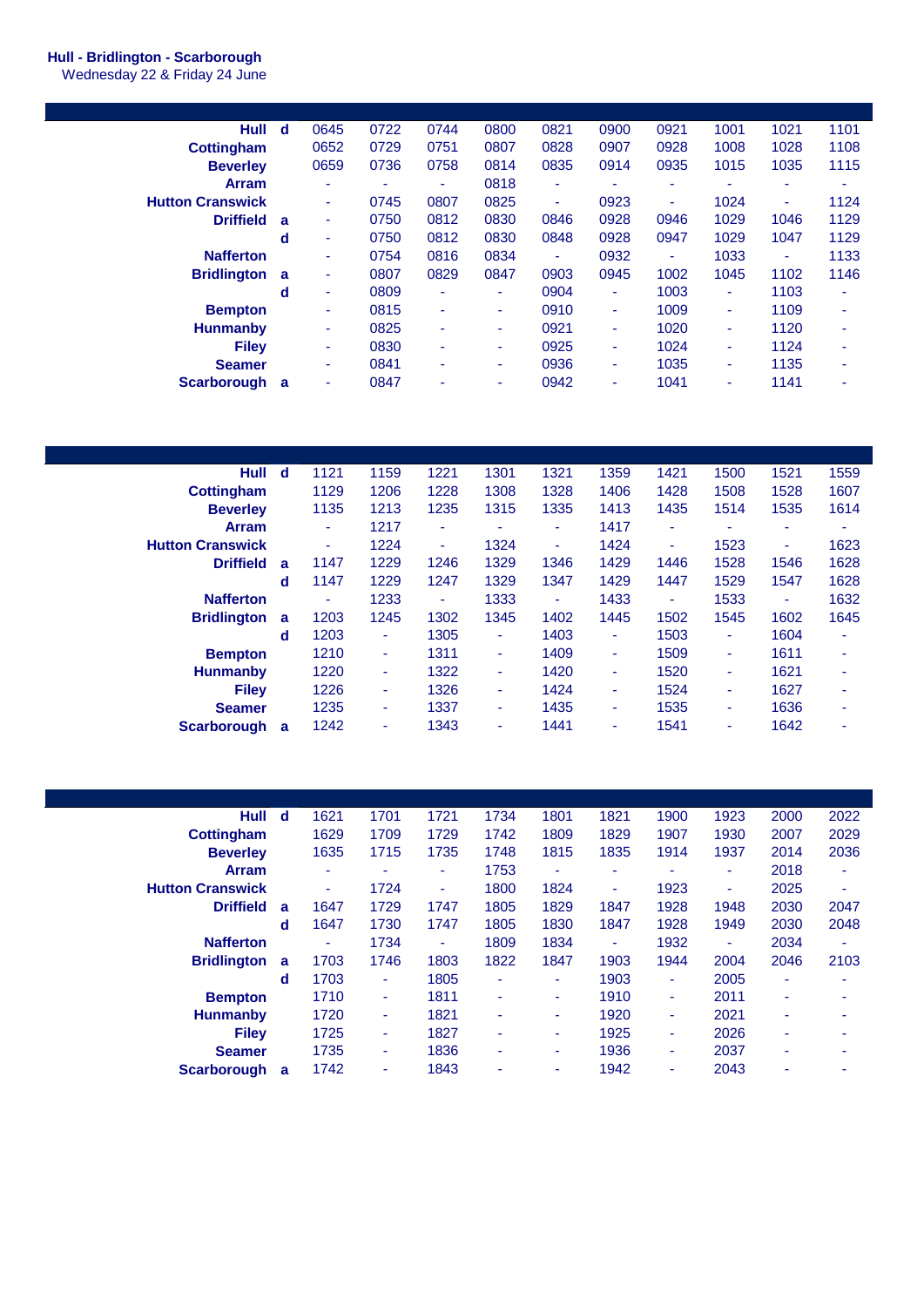**Hull - Bridlington - Scarborough**
Wednesday 22 & Friday 24 June

| Station | | | | | | | | | | | |
|---|---|---|---|---|---|---|---|---|---|---|---|
| **Hull** | d | 0645 | 0722 | 0744 | 0800 | 0821 | 0900 | 0921 | 1001 | 1021 | 1101 |
| **Cottingham** | | 0652 | 0729 | 0751 | 0807 | 0828 | 0907 | 0928 | 1008 | 1028 | 1108 |
| **Beverley** | | 0659 | 0736 | 0758 | 0814 | 0835 | 0914 | 0935 | 1015 | 1035 | 1115 |
| **Arram** | | - | - | - | 0818 | - | - | - | - | - | - |
| **Hutton Cranswick** | | - | 0745 | 0807 | 0825 | - | 0923 | - | 1024 | - | 1124 |
| **Driffield** | a | - | 0750 | 0812 | 0830 | 0846 | 0928 | 0946 | 1029 | 1046 | 1129 |
| | d | - | 0750 | 0812 | 0830 | 0848 | 0928 | 0947 | 1029 | 1047 | 1129 |
| **Nafferton** | | - | 0754 | 0816 | 0834 | - | 0932 | - | 1033 | - | 1133 |
| **Bridlington** | a | - | 0807 | 0829 | 0847 | 0903 | 0945 | 1002 | 1045 | 1102 | 1146 |
| | d | - | 0809 | - | - | 0904 | - | 1003 | - | 1103 | - |
| **Bempton** | | - | 0815 | - | - | 0910 | - | 1009 | - | 1109 | - |
| **Hunmanby** | | - | 0825 | - | - | 0921 | - | 1020 | - | 1120 | - |
| **Filey** | | - | 0830 | - | - | 0925 | - | 1024 | - | 1124 | - |
| **Seamer** | | - | 0841 | - | - | 0936 | - | 1035 | - | 1135 | - |
| **Scarborough** | a | - | 0847 | - | - | 0942 | - | 1041 | - | 1141 | - |

| Station | | | | | | | | | | | |
|---|---|---|---|---|---|---|---|---|---|---|---|
| **Hull** | d | 1121 | 1159 | 1221 | 1301 | 1321 | 1359 | 1421 | 1500 | 1521 | 1559 |
| **Cottingham** | | 1129 | 1206 | 1228 | 1308 | 1328 | 1406 | 1428 | 1508 | 1528 | 1607 |
| **Beverley** | | 1135 | 1213 | 1235 | 1315 | 1335 | 1413 | 1435 | 1514 | 1535 | 1614 |
| **Arram** | | - | 1217 | - | - | - | 1417 | - | - | - | - |
| **Hutton Cranswick** | | - | 1224 | - | 1324 | - | 1424 | - | 1523 | - | 1623 |
| **Driffield** | a | 1147 | 1229 | 1246 | 1329 | 1346 | 1429 | 1446 | 1528 | 1546 | 1628 |
| | d | 1147 | 1229 | 1247 | 1329 | 1347 | 1429 | 1447 | 1529 | 1547 | 1628 |
| **Nafferton** | | - | 1233 | - | 1333 | - | 1433 | - | 1533 | - | 1632 |
| **Bridlington** | a | 1203 | 1245 | 1302 | 1345 | 1402 | 1445 | 1502 | 1545 | 1602 | 1645 |
| | d | 1203 | - | 1305 | - | 1403 | - | 1503 | - | 1604 | - |
| **Bempton** | | 1210 | - | 1311 | - | 1409 | - | 1509 | - | 1611 | - |
| **Hunmanby** | | 1220 | - | 1322 | - | 1420 | - | 1520 | - | 1621 | - |
| **Filey** | | 1226 | - | 1326 | - | 1424 | - | 1524 | - | 1627 | - |
| **Seamer** | | 1235 | - | 1337 | - | 1435 | - | 1535 | - | 1636 | - |
| **Scarborough** | a | 1242 | - | 1343 | - | 1441 | - | 1541 | - | 1642 | - |

| Station | | | | | | | | | | | |
|---|---|---|---|---|---|---|---|---|---|---|---|
| **Hull** | d | 1621 | 1701 | 1721 | 1734 | 1801 | 1821 | 1900 | 1923 | 2000 | 2022 |
| **Cottingham** | | 1629 | 1709 | 1729 | 1742 | 1809 | 1829 | 1907 | 1930 | 2007 | 2029 |
| **Beverley** | | 1635 | 1715 | 1735 | 1748 | 1815 | 1835 | 1914 | 1937 | 2014 | 2036 |
| **Arram** | | - | - | - | 1753 | - | - | - | - | 2018 | - |
| **Hutton Cranswick** | | - | 1724 | - | 1800 | 1824 | - | 1923 | - | 2025 | - |
| **Driffield** | a | 1647 | 1729 | 1747 | 1805 | 1829 | 1847 | 1928 | 1948 | 2030 | 2047 |
| | d | 1647 | 1730 | 1747 | 1805 | 1830 | 1847 | 1928 | 1949 | 2030 | 2048 |
| **Nafferton** | | - | 1734 | - | 1809 | 1834 | - | 1932 | - | 2034 | - |
| **Bridlington** | a | 1703 | 1746 | 1803 | 1822 | 1847 | 1903 | 1944 | 2004 | 2046 | 2103 |
| | d | 1703 | - | 1805 | - | - | 1903 | - | 2005 | - | - |
| **Bempton** | | 1710 | - | 1811 | - | - | 1910 | - | 2011 | - | - |
| **Hunmanby** | | 1720 | - | 1821 | - | - | 1920 | - | 2021 | - | - |
| **Filey** | | 1725 | - | 1827 | - | - | 1925 | - | 2026 | - | - |
| **Seamer** | | 1735 | - | 1836 | - | - | 1936 | - | 2037 | - | - |
| **Scarborough** | a | 1742 | - | 1843 | - | - | 1942 | - | 2043 | - | - |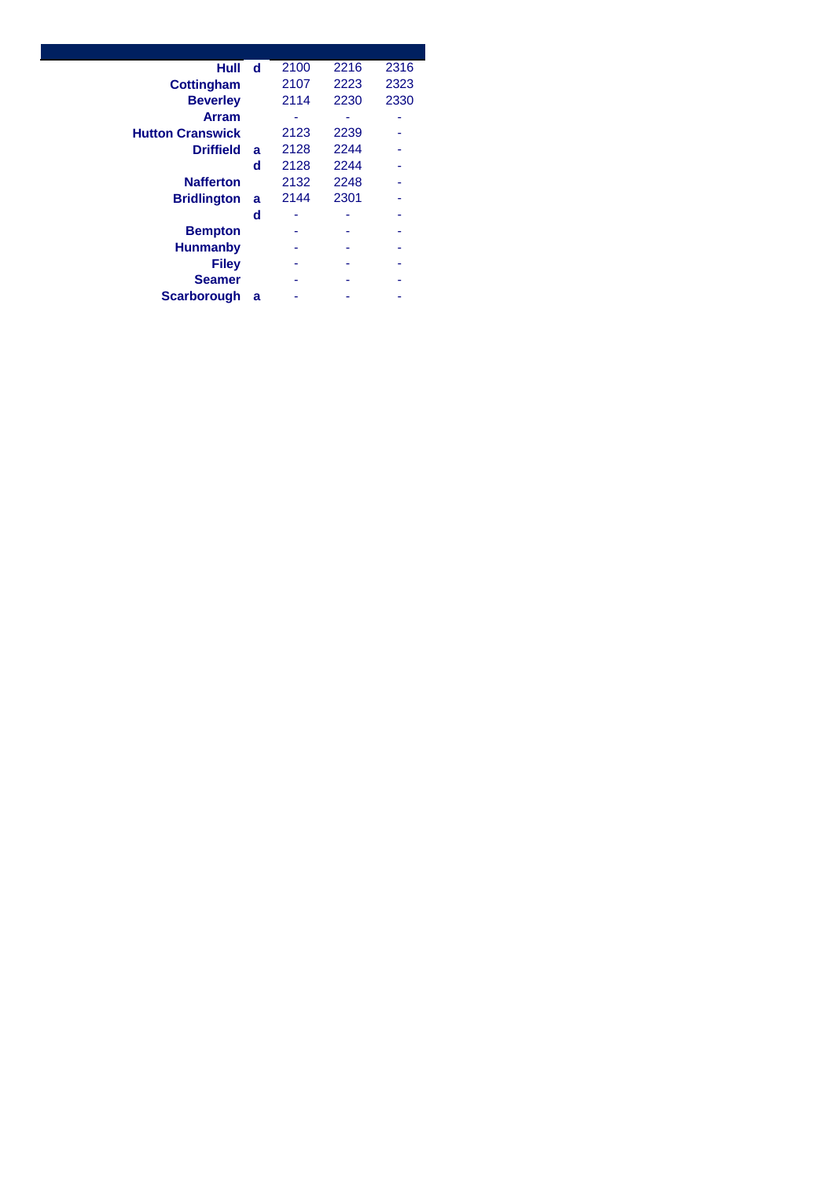| Station | | | | |
|---|---|---|---|---|
| **Hull** | **d** | 2100 | 2216 | 2316 |
| **Cottingham** | | 2107 | 2223 | 2323 |
| **Beverley** | | 2114 | 2230 | 2330 |
| **Arram** | | - | - | - |
| **Hutton Cranswick** | | 2123 | 2239 | - |
| **Driffield** | **a** | 2128 | 2244 | - |
| | **d** | 2128 | 2244 | - |
| **Nafferton** | | 2132 | 2248 | - |
| **Bridlington** | **a** | 2144 | 2301 | - |
| | **d** | - | - | - |
| **Bempton** | | - | - | - |
| **Hunmanby** | | - | - | - |
| **Filey** | | - | - | - |
| **Seamer** | | - | - | - |
| **Scarborough** | **a** | - | - | - |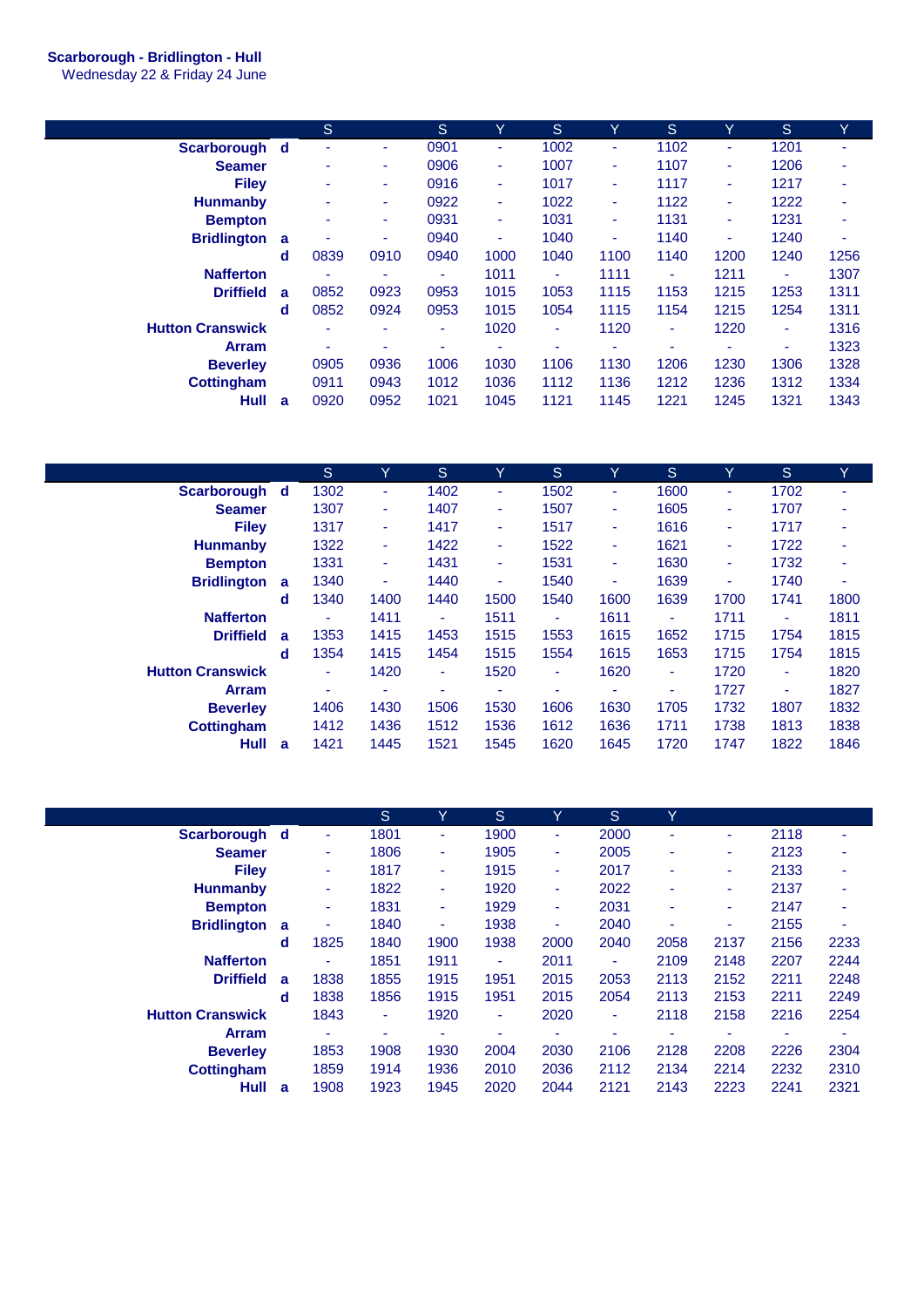**Scarborough - Bridlington - Hull**
Wednesday 22 & Friday 24 June

| | | S | | S | Y | S | Y | S | Y | S | Y |
|---|---|---|---|---|---|---|---|---|---|---|---|
| **Scarborough** | **d** | - | - | 0901 | - | 1002 | - | 1102 | - | 1201 | - |
| **Seamer** | | - | - | 0906 | - | 1007 | - | 1107 | - | 1206 | - |
| **Filey** | | - | - | 0916 | - | 1017 | - | 1117 | - | 1217 | - |
| **Hunmanby** | | - | - | 0922 | - | 1022 | - | 1122 | - | 1222 | - |
| **Bempton** | | - | - | 0931 | - | 1031 | - | 1131 | - | 1231 | - |
| **Bridlington** | **a** | - | - | 0940 | - | 1040 | - | 1140 | - | 1240 | - |
| | **d** | 0839 | 0910 | 0940 | 1000 | 1040 | 1100 | 1140 | 1200 | 1240 | 1256 |
| **Nafferton** | | - | - | - | 1011 | - | 1111 | - | 1211 | - | 1307 |
| **Driffield** | **a** | 0852 | 0923 | 0953 | 1015 | 1053 | 1115 | 1153 | 1215 | 1253 | 1311 |
| | **d** | 0852 | 0924 | 0953 | 1015 | 1054 | 1115 | 1154 | 1215 | 1254 | 1311 |
| **Hutton Cranswick** | | - | - | - | 1020 | - | 1120 | - | 1220 | - | 1316 |
| **Arram** | | - | - | - | - | - | - | - | - | - | 1323 |
| **Beverley** | | 0905 | 0936 | 1006 | 1030 | 1106 | 1130 | 1206 | 1230 | 1306 | 1328 |
| **Cottingham** | | 0911 | 0943 | 1012 | 1036 | 1112 | 1136 | 1212 | 1236 | 1312 | 1334 |
| **Hull** | **a** | 0920 | 0952 | 1021 | 1045 | 1121 | 1145 | 1221 | 1245 | 1321 | 1343 |

| | | S | Y | S | Y | S | Y | S | Y | S | Y |
|---|---|---|---|---|---|---|---|---|---|---|---|
| **Scarborough** | **d** | 1302 | - | 1402 | - | 1502 | - | 1600 | - | 1702 | - |
| **Seamer** | | 1307 | - | 1407 | - | 1507 | - | 1605 | - | 1707 | - |
| **Filey** | | 1317 | - | 1417 | - | 1517 | - | 1616 | - | 1717 | - |
| **Hunmanby** | | 1322 | - | 1422 | - | 1522 | - | 1621 | - | 1722 | - |
| **Bempton** | | 1331 | - | 1431 | - | 1531 | - | 1630 | - | 1732 | - |
| **Bridlington** | **a** | 1340 | - | 1440 | - | 1540 | - | 1639 | - | 1740 | - |
| | **d** | 1340 | 1400 | 1440 | 1500 | 1540 | 1600 | 1639 | 1700 | 1741 | 1800 |
| **Nafferton** | | - | 1411 | - | 1511 | - | 1611 | - | 1711 | - | 1811 |
| **Driffield** | **a** | 1353 | 1415 | 1453 | 1515 | 1553 | 1615 | 1652 | 1715 | 1754 | 1815 |
| | **d** | 1354 | 1415 | 1454 | 1515 | 1554 | 1615 | 1653 | 1715 | 1754 | 1815 |
| **Hutton Cranswick** | | - | 1420 | - | 1520 | - | 1620 | - | 1720 | - | 1820 |
| **Arram** | | - | - | - | - | - | - | - | 1727 | - | 1827 |
| **Beverley** | | 1406 | 1430 | 1506 | 1530 | 1606 | 1630 | 1705 | 1732 | 1807 | 1832 |
| **Cottingham** | | 1412 | 1436 | 1512 | 1536 | 1612 | 1636 | 1711 | 1738 | 1813 | 1838 |
| **Hull** | **a** | 1421 | 1445 | 1521 | 1545 | 1620 | 1645 | 1720 | 1747 | 1822 | 1846 |

| | | | S | Y | S | Y | S | Y | | | |
|---|---|---|---|---|---|---|---|---|---|---|---|
| **Scarborough** | **d** | - | 1801 | - | 1900 | - | 2000 | - | - | 2118 | - |
| **Seamer** | | - | 1806 | - | 1905 | - | 2005 | - | - | 2123 | - |
| **Filey** | | - | 1817 | - | 1915 | - | 2017 | - | - | 2133 | - |
| **Hunmanby** | | - | 1822 | - | 1920 | - | 2022 | - | - | 2137 | - |
| **Bempton** | | - | 1831 | - | 1929 | - | 2031 | - | - | 2147 | - |
| **Bridlington** | **a** | - | 1840 | - | 1938 | - | 2040 | - | - | 2155 | - |
| | **d** | 1825 | 1840 | 1900 | 1938 | 2000 | 2040 | 2058 | 2137 | 2156 | 2233 |
| **Nafferton** | | - | 1851 | 1911 | - | 2011 | - | 2109 | 2148 | 2207 | 2244 |
| **Driffield** | **a** | 1838 | 1855 | 1915 | 1951 | 2015 | 2053 | 2113 | 2152 | 2211 | 2248 |
| | **d** | 1838 | 1856 | 1915 | 1951 | 2015 | 2054 | 2113 | 2153 | 2211 | 2249 |
| **Hutton Cranswick** | | 1843 | - | 1920 | - | 2020 | - | 2118 | 2158 | 2216 | 2254 |
| **Arram** | | - | - | - | - | - | - | - | - | - | - |
| **Beverley** | | 1853 | 1908 | 1930 | 2004 | 2030 | 2106 | 2128 | 2208 | 2226 | 2304 |
| **Cottingham** | | 1859 | 1914 | 1936 | 2010 | 2036 | 2112 | 2134 | 2214 | 2232 | 2310 |
| **Hull** | **a** | 1908 | 1923 | 1945 | 2020 | 2044 | 2121 | 2143 | 2223 | 2241 | 2321 |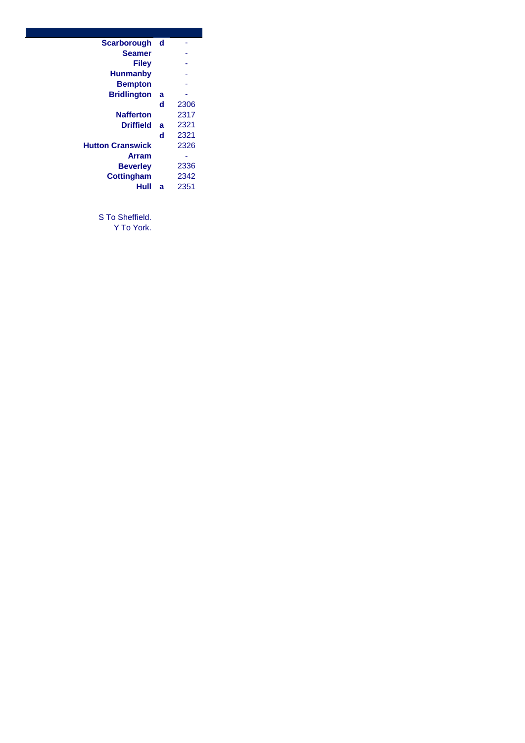| | | |
|---|---|---|
| **Scarborough** | **d** | - |
| **Seamer** | | - |
| **Filey** | | - |
| **Hunmanby** | | - |
| **Bempton** | | - |
| **Bridlington** | **a** | - |
| | **d** | 2306 |
| **Nafferton** | | 2317 |
| **Driffield** | **a** | 2321 |
| | **d** | 2321 |
| **Hutton Cranswick** | | 2326 |
| **Arram** | | - |
| **Beverley** | | 2336 |
| **Cottingham** | | 2342 |
| **Hull** | **a** | 2351 |

S To Sheffield.

Y To York.